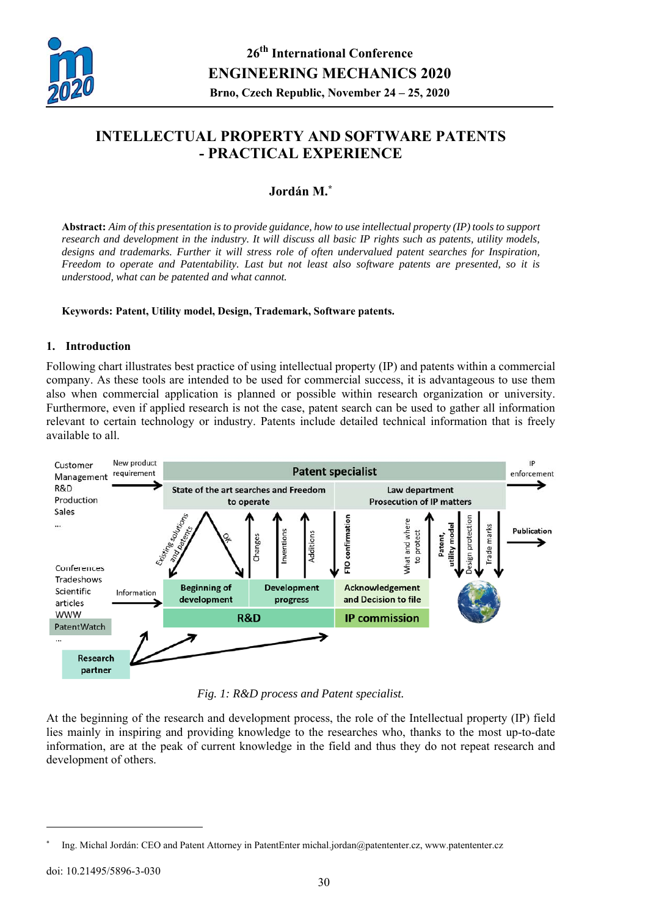# INTELLECTUAL PROPERTY AND SOFTWARE PATENTS - PRACTICAL EXPERIENCE

**Jordán M.***

**Abstract:** *Aim of this presentation is to provide guidance, how to use intellectual property (IP) tools to support research and development in the industry. It will discuss all basic IP rights such as patents, utility models, designs and trademarks. Further it will stress role of often undervalued patent searches for Inspiration, Freedom to operate and Patentability. Last but not least also software patents are presented, so it is understood, what can be patented and what cannot.*

**Keywords: Patent, Utility model, Design, Trademark, Software patents.**

## 1. Introduction

Following chart illustrates best practice of using intellectual property (IP) and patents within a commercial company. As these tools are intended to be used for commercial success, it is advantageous to use them also when commercial application is planned or possible within research organization or university. Furthermore, even if applied research is not the case, patent search can be used to gather all information relevant to certain technology or industry. Patents include detailed technical information that is freely available to all.

*Fig. 1: R&D process and Patent specialist.*

At the beginning of the research and development process, the role of the Intellectual property (IP) field lies mainly in inspiring and providing knowledge to the researches who, thanks to the most up-to-date information, are at the peak of current knowledge in the field and thus they do not repeat research and development of others.

* Ing. Michal Jordán: CEO and Patent Attorney in PatentEnter michal.jordan@patententer.cz, www.patententer.cz

doi: 10.21495/5896-3-030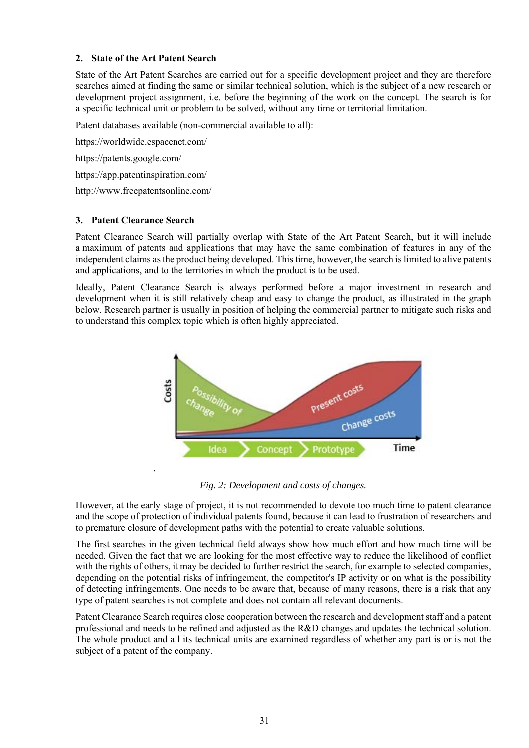## 2. State of the Art Patent Search

State of the Art Patent Searches are carried out for a specific development project and they are therefore searches aimed at finding the same or similar technical solution, which is the subject of a new research or development project assignment, i.e. before the beginning of the work on the concept. The search is for a specific technical unit or problem to be solved, without any time or territorial limitation.

Patent databases available (non-commercial available to all):

https://worldwide.espacenet.com/

https://patents.google.com/

https://app.patentinspiration.com/

http://www.freepatentsonline.com/

## 3. Patent Clearance Search

Patent Clearance Search will partially overlap with State of the Art Patent Search, but it will include a maximum of patents and applications that may have the same combination of features in any of the independent claims as the product being developed. This time, however, the search is limited to alive patents and applications, and to the territories in which the product is to be used.

Ideally, Patent Clearance Search is always performed before a major investment in research and development when it is still relatively cheap and easy to change the product, as illustrated in the graph below. Research partner is usually in position of helping the commercial partner to mitigate such risks and to understand this complex topic which is often highly appreciated.

*Fig. 2: Development and costs of changes.*

However, at the early stage of project, it is not recommended to devote too much time to patent clearance and the scope of protection of individual patents found, because it can lead to frustration of researchers and to premature closure of development paths with the potential to create valuable solutions.

The first searches in the given technical field always show how much effort and how much time will be needed. Given the fact that we are looking for the most effective way to reduce the likelihood of conflict with the rights of others, it may be decided to further restrict the search, for example to selected companies, depending on the potential risks of infringement, the competitor's IP activity or on what is the possibility of detecting infringements. One needs to be aware that, because of many reasons, there is a risk that any type of patent searches is not complete and does not contain all relevant documents.

Patent Clearance Search requires close cooperation between the research and development staff and a patent professional and needs to be refined and adjusted as the R&D changes and updates the technical solution. The whole product and all its technical units are examined regardless of whether any part is or is not the subject of a patent of the company.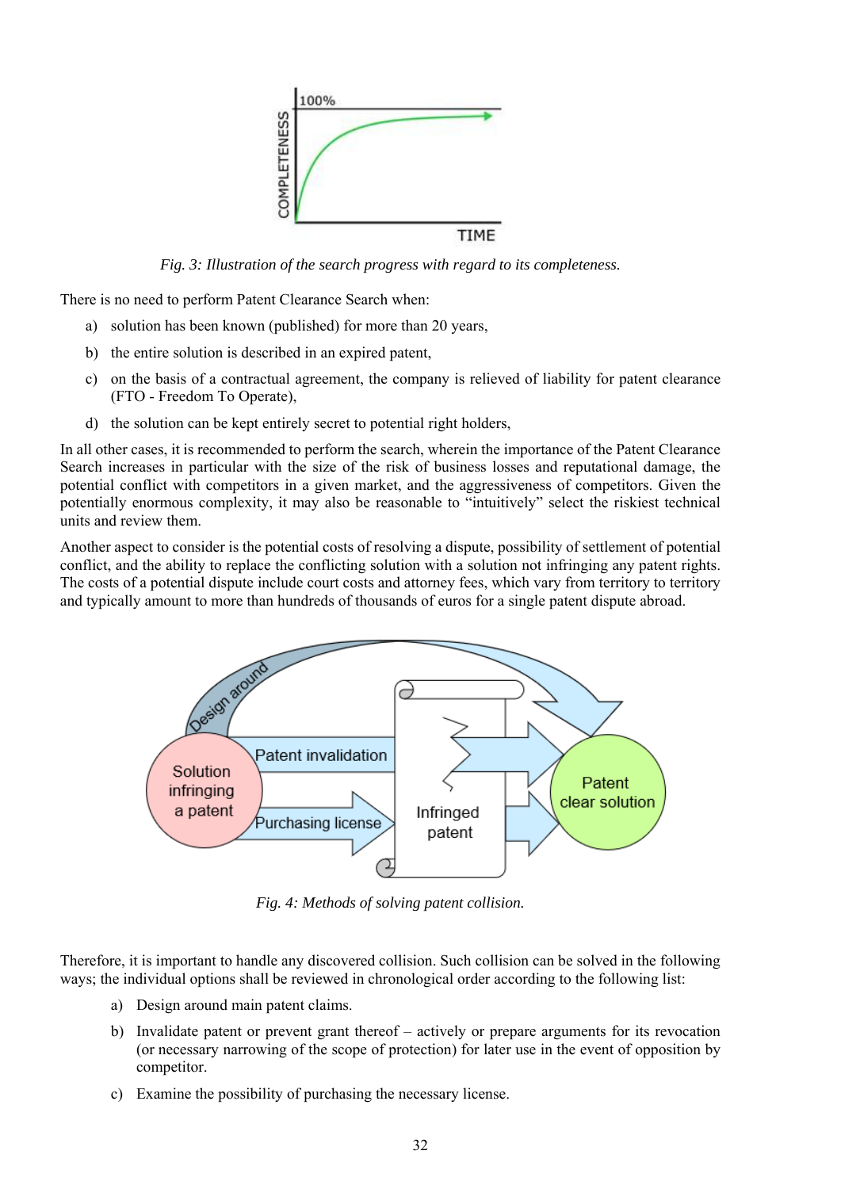*Fig. 3: Illustration of the search progress with regard to its completeness.*

There is no need to perform Patent Clearance Search when:

a) solution has been known (published) for more than 20 years,

b) the entire solution is described in an expired patent,

c) on the basis of a contractual agreement, the company is relieved of liability for patent clearance (FTO - Freedom To Operate),

d) the solution can be kept entirely secret to potential right holders,

In all other cases, it is recommended to perform the search, wherein the importance of the Patent Clearance Search increases in particular with the size of the risk of business losses and reputational damage, the potential conflict with competitors in a given market, and the aggressiveness of competitors. Given the potentially enormous complexity, it may also be reasonable to "intuitively" select the riskiest technical units and review them.

Another aspect to consider is the potential costs of resolving a dispute, possibility of settlement of potential conflict, and the ability to replace the conflicting solution with a solution not infringing any patent rights. The costs of a potential dispute include court costs and attorney fees, which vary from territory to territory and typically amount to more than hundreds of thousands of euros for a single patent dispute abroad.

*Fig. 4: Methods of solving patent collision.*

Therefore, it is important to handle any discovered collision. Such collision can be solved in the following ways; the individual options shall be reviewed in chronological order according to the following list:

a) Design around main patent claims.

b) Invalidate patent or prevent grant thereof – actively or prepare arguments for its revocation (or necessary narrowing of the scope of protection) for later use in the event of opposition by competitor.

c) Examine the possibility of purchasing the necessary license.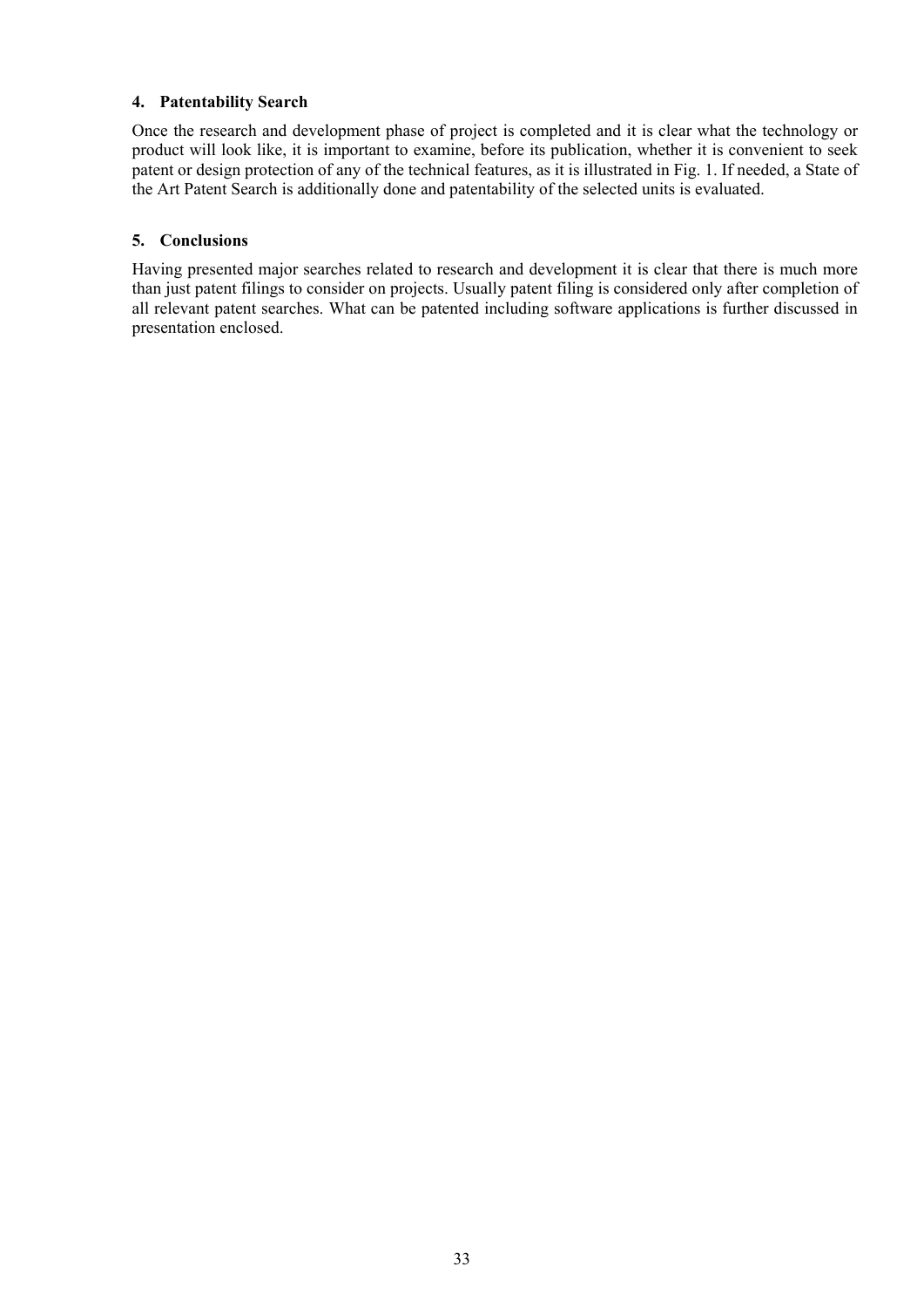## 4. Patentability Search

Once the research and development phase of project is completed and it is clear what the technology or product will look like, it is important to examine, before its publication, whether it is convenient to seek patent or design protection of any of the technical features, as it is illustrated in Fig. 1. If needed, a State of the Art Patent Search is additionally done and patentability of the selected units is evaluated.

## 5. Conclusions

Having presented major searches related to research and development it is clear that there is much more than just patent filings to consider on projects. Usually patent filing is considered only after completion of all relevant patent searches. What can be patented including software applications is further discussed in presentation enclosed.